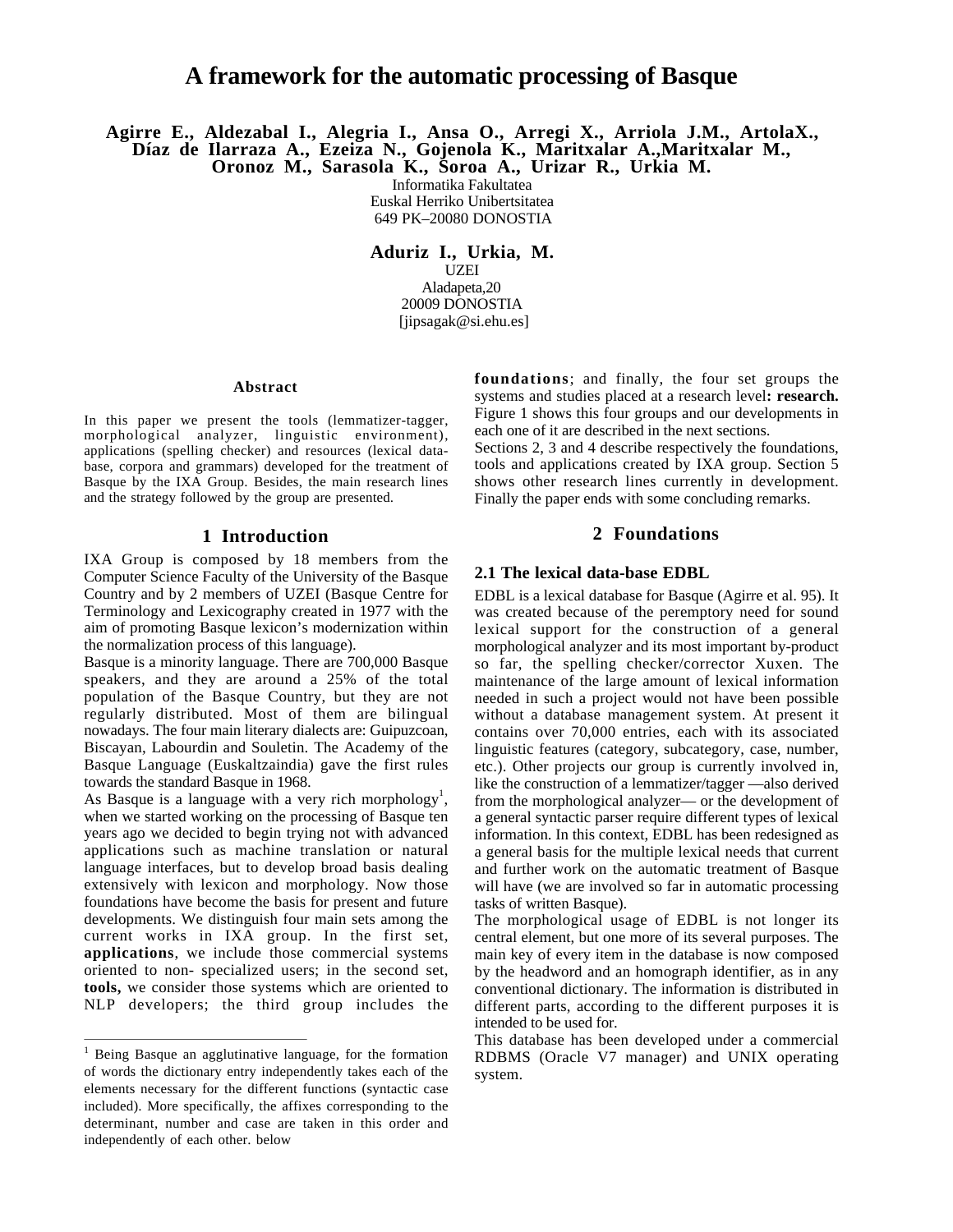# A framework for the automatic processing of Basque

**Agirre E., Aldezabal I., Alegria I., Ansa O., Arregi X., Arriola J.M., ArtolaX., Díaz de Ilarraza A., Ezeiza N., Gojenola K., Maritxalar A.,Maritxalar M., Oronoz M., Sarasola K., Soroa A., Urizar R., Urkia M.**

Informatika Fakultatea
Euskal Herriko Unibertsitatea
649 PK–20080 DONOSTIA

**Aduriz I., Urkia, M.**

UZEI
Aladapeta,20
20009 DONOSTIA
[jipsagak@si.ehu.es]

### Abstract

In this paper we present the tools (lemmatizer-tagger, morphological analyzer, linguistic environment), applications (spelling checker) and resources (lexical database, corpora and grammars) developed for the treatment of Basque by the IXA Group. Besides, the main research lines and the strategy followed by the group are presented.

## 1 Introduction

IXA Group is composed by 18 members from the Computer Science Faculty of the University of the Basque Country and by 2 members of UZEI (Basque Centre for Terminology and Lexicography created in 1977 with the aim of promoting Basque lexicon's modernization within the normalization process of this language).

Basque is a minority language. There are 700,000 Basque speakers, and they are around a 25% of the total population of the Basque Country, but they are not regularly distributed. Most of them are bilingual nowadays. The four main literary dialects are: Guipuzcoan, Biscayan, Labourdin and Souletin. The Academy of the Basque Language (Euskaltzaindia) gave the first rules towards the standard Basque in 1968.

As Basque is a language with a very rich morphology[1], when we started working on the processing of Basque ten years ago we decided to begin trying not with advanced applications such as machine translation or natural language interfaces, but to develop broad basis dealing extensively with lexicon and morphology. Now those foundations have become the basis for present and future developments. We distinguish four main sets among the current works in IXA group. In the first set, **applications**, we include those commercial systems oriented to non- specialized users; in the second set, **tools,** we consider those systems which are oriented to NLP developers; the third group includes the **foundations**; and finally, the four set groups the systems and studies placed at a research level**: research.** Figure 1 shows this four groups and our developments in each one of it are described in the next sections.

Sections 2, 3 and 4 describe respectively the foundations, tools and applications created by IXA group. Section 5 shows other research lines currently in development. Finally the paper ends with some concluding remarks.

## 2 Foundations

### 2.1 The lexical data-base EDBL

EDBL is a lexical database for Basque (Agirre et al. 95). It was created because of the peremptory need for sound lexical support for the construction of a general morphological analyzer and its most important by-product so far, the spelling checker/corrector Xuxen. The maintenance of the large amount of lexical information needed in such a project would not have been possible without a database management system. At present it contains over 70,000 entries, each with its associated linguistic features (category, subcategory, case, number, etc.). Other projects our group is currently involved in, like the construction of a lemmatizer/tagger —also derived from the morphological analyzer— or the development of a general syntactic parser require different types of lexical information. In this context, EDBL has been redesigned as a general basis for the multiple lexical needs that current and further work on the automatic treatment of Basque will have (we are involved so far in automatic processing tasks of written Basque).

The morphological usage of EDBL is not longer its central element, but one more of its several purposes. The main key of every item in the database is now composed by the headword and an homograph identifier, as in any conventional dictionary. The information is distributed in different parts, according to the different purposes it is intended to be used for.

This database has been developed under a commercial RDBMS (Oracle V7 manager) and UNIX operating system.

---

[1] Being Basque an agglutinative language, for the formation of words the dictionary entry independently takes each of the elements necessary for the different functions (syntactic case included). More specifically, the affixes corresponding to the determinant, number and case are taken in this order and independently of each other. below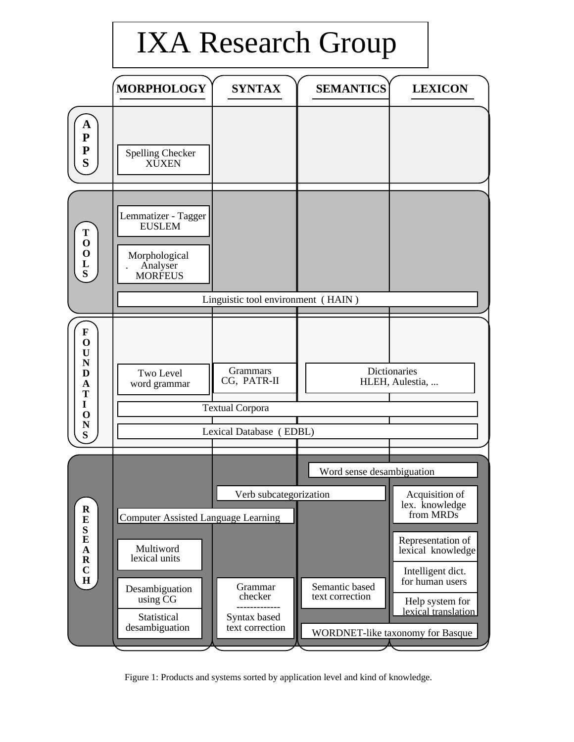# IXA Research Group

| | MORPHOLOGY | SYNTAX | SEMANTICS | LEXICON |
|---|---|---|---|---|
| **APPS** | Spelling Checker XUXEN | | | |
| **TOOLS** | Lemmatizer - Tagger EUSLEM; Morphological Analyser MORFEUS | | | |
| | Linguistic tool environment ( HAIN ) | | | |
| **FOUNDATIONS** | Two Level word grammar | Grammars CG, PATR-II | Dictionaries HLEH, Aulestia, ... | |
| | Textual Corpora | | | |
| | Lexical Database ( EDBL) | | | |
| **RESEARCH** | | | Word sense desambiguation | |
| | | Verb subcategorization | | Acquisition of lex. knowledge from MRDs |
| | Computer Assisted Language Learning | | | Representation of lexical knowledge |
| | Multiword lexical units | | | Intelligent dict. for human users |
| | Desambiguation using CG | Grammar checker ------------- Syntax based text correction | Semantic based text correction | Help system for lexical translation |
| | Statistical desambiguation | | WORDNET-like taxonomy for Basque | |

Figure 1: Products and systems sorted by application level and kind of knowledge.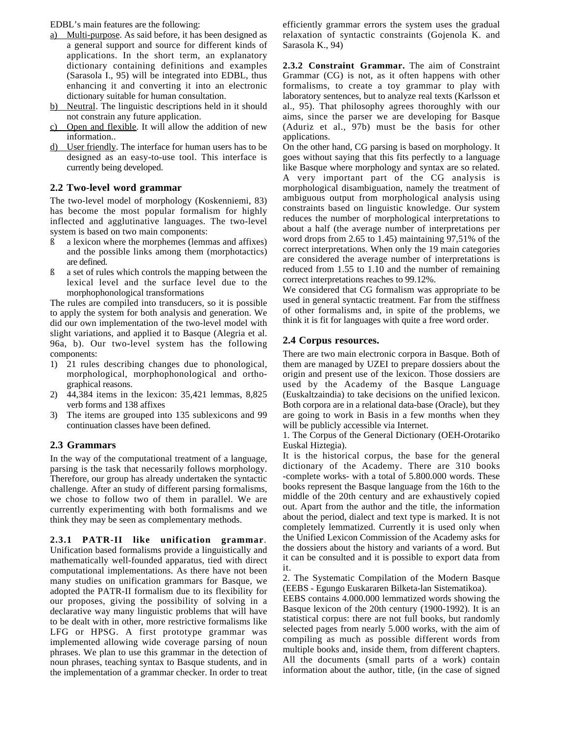EDBL's main features are the following:

a) <u>Multi-purpose</u>. As said before, it has been designed as a general support and source for different kinds of applications. In the short term, an explanatory dictionary containing definitions and examples (Sarasola I., 95) will be integrated into EDBL, thus enhancing it and converting it into an electronic dictionary suitable for human consultation.
b) <u>Neutral</u>. The linguistic descriptions held in it should not constrain any future application.
c) <u>Open and flexible</u>. It will allow the addition of new information..
d) <u>User friendly</u>. The interface for human users has to be designed as an easy-to-use tool. This interface is currently being developed.

## 2.2 Two-level word grammar

The two-level model of morphology (Koskenniemi, 83) has become the most popular formalism for highly inflected and agglutinative languages. The two-level system is based on two main components:

- a lexicon where the morphemes (lemmas and affixes) and the possible links among them (morphotactics) are defined.
- a set of rules which controls the mapping between the lexical level and the surface level due to the morphophonological transformations

The rules are compiled into transducers, so it is possible to apply the system for both analysis and generation. We did our own implementation of the two-level model with slight variations, and applied it to Basque (Alegria et al. 96a, b). Our two-level system has the following components:

1) 21 rules describing changes due to phonological, morphological, morphophonological and ortho-graphical reasons.
2) 44,384 items in the lexicon: 35,421 lemmas, 8,825 verb forms and 138 affixes
3) The items are grouped into 135 sublexicons and 99 continuation classes have been defined.

## 2.3 Grammars

In the way of the computational treatment of a language, parsing is the task that necessarily follows morphology. Therefore, our group has already undertaken the syntactic challenge. After an study of different parsing formalisms, we chose to follow two of them in parallel. We are currently experimenting with both formalisms and we think they may be seen as complementary methods.

**2.3.1 PATR-II like unification grammar**. Unification based formalisms provide a linguistically and mathematically well-founded apparatus, tied with direct computational implementations. As there have not been many studies on unification grammars for Basque, we adopted the PATR-II formalism due to its flexibility for our proposes, giving the possibility of solving in a declarative way many linguistic problems that will have to be dealt with in other, more restrictive formalisms like LFG or HPSG. A first prototype grammar was implemented allowing wide coverage parsing of noun phrases. We plan to use this grammar in the detection of noun phrases, teaching syntax to Basque students, and in the implementation of a grammar checker. In order to treat efficiently grammar errors the system uses the gradual relaxation of syntactic constraints (Gojenola K. and Sarasola K., 94)

**2.3.2 Constraint Grammar.** The aim of Constraint Grammar (CG) is not, as it often happens with other formalisms, to create a toy grammar to play with laboratory sentences, but to analyze real texts (Karlsson et al., 95). That philosophy agrees thoroughly with our aims, since the parser we are developing for Basque (Aduriz et al., 97b) must be the basis for other applications.

On the other hand, CG parsing is based on morphology. It goes without saying that this fits perfectly to a language like Basque where morphology and syntax are so related. A very important part of the CG analysis is morphological disambiguation, namely the treatment of ambiguous output from morphological analysis using constraints based on linguistic knowledge. Our system reduces the number of morphological interpretations to about a half (the average number of interpretations per word drops from 2.65 to 1.45) maintaining 97,51% of the correct interpretations. When only the 19 main categories are considered the average number of interpretations is reduced from 1.55 to 1.10 and the number of remaining correct interpretations reaches to 99.12%.

We considered that CG formalism was appropriate to be used in general syntactic treatment. Far from the stiffness of other formalisms and, in spite of the problems, we think it is fit for languages with quite a free word order.

## 2.4 Corpus resources.

There are two main electronic corpora in Basque. Both of them are managed by UZEI to prepare dossiers about the origin and present use of the lexicon. Those dossiers are used by the Academy of the Basque Language (Euskaltzaindia) to take decisions on the unified lexicon. Both corpora are in a relational data-base (Oracle), but they are going to work in Basis in a few months when they will be publicly accessible via Internet.

1. The Corpus of the General Dictionary (OEH-Orotariko Euskal Hiztegia).

It is the historical corpus, the base for the general dictionary of the Academy. There are 310 books -complete works- with a total of 5.800.000 words. These books represent the Basque language from the 16th to the middle of the 20th century and are exhaustively copied out. Apart from the author and the title, the information about the period, dialect and text type is marked. It is not completely lemmatized. Currently it is used only when the Unified Lexicon Commission of the Academy asks for the dossiers about the history and variants of a word. But it can be consulted and it is possible to export data from it.

2. The Systematic Compilation of the Modern Basque (EEBS - Egungo Euskararen Bilketa-lan Sistematikoa).

EEBS contains 4.000.000 lemmatized words showing the Basque lexicon of the 20th century (1900-1992). It is an statistical corpus: there are not full books, but randomly selected pages from nearly 5.000 works, with the aim of compiling as much as possible different words from multiple books and, inside them, from different chapters. All the documents (small parts of a work) contain information about the author, title, (in the case of signed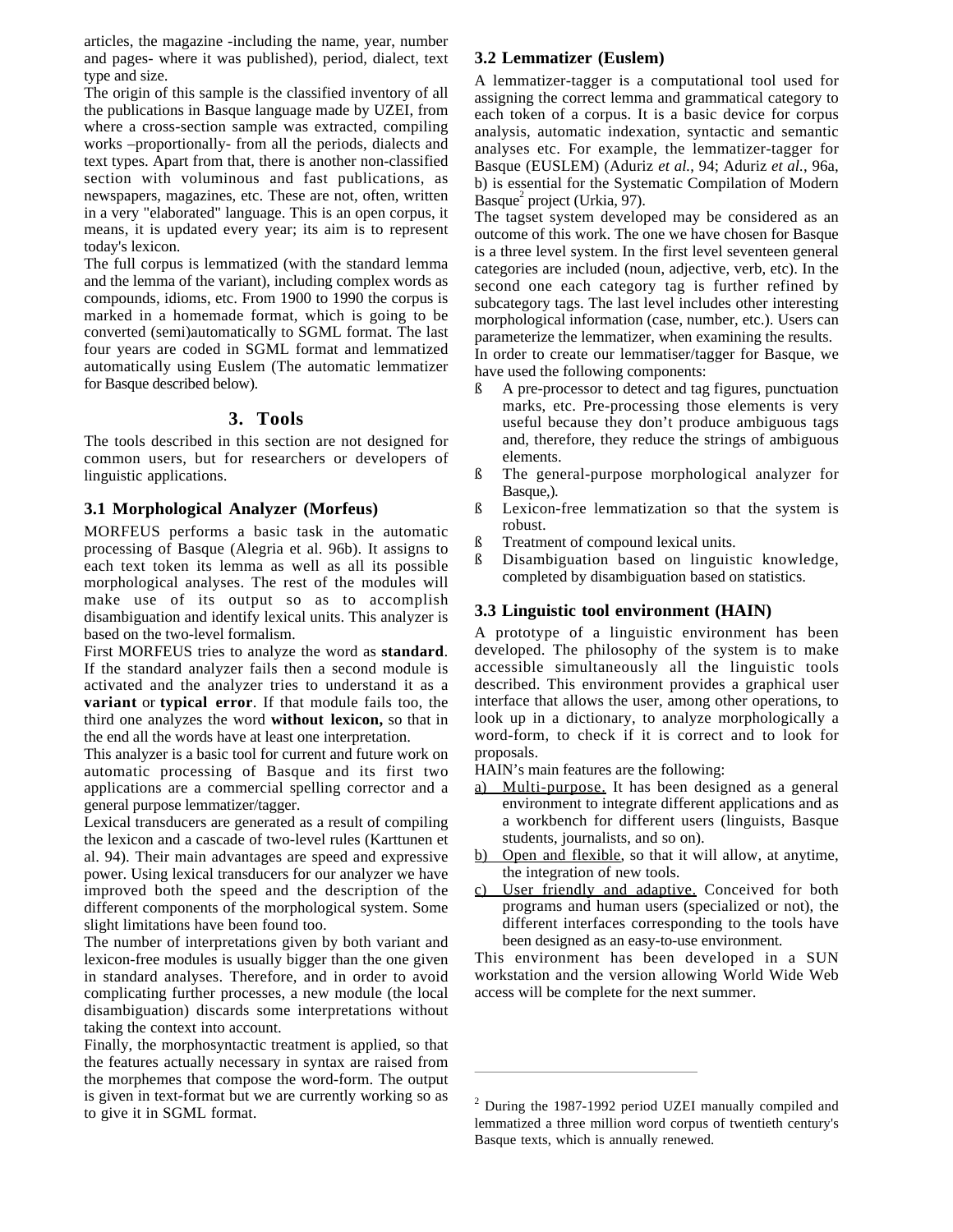articles, the magazine -including the name, year, number and pages- where it was published), period, dialect, text type and size.

The origin of this sample is the classified inventory of all the publications in Basque language made by UZEI, from where a cross-section sample was extracted, compiling works –proportionally- from all the periods, dialects and text types. Apart from that, there is another non-classified section with voluminous and fast publications, as newspapers, magazines, etc. These are not, often, written in a very "elaborated" language. This is an open corpus, it means, it is updated every year; its aim is to represent today's lexicon.

The full corpus is lemmatized (with the standard lemma and the lemma of the variant), including complex words as compounds, idioms, etc. From 1900 to 1990 the corpus is marked in a homemade format, which is going to be converted (semi)automatically to SGML format. The last four years are coded in SGML format and lemmatized automatically using Euslem (The automatic lemmatizer for Basque described below).

## 3. Tools

The tools described in this section are not designed for common users, but for researchers or developers of linguistic applications.

### 3.1 Morphological Analyzer (Morfeus)

MORFEUS performs a basic task in the automatic processing of Basque (Alegria et al. 96b). It assigns to each text token its lemma as well as all its possible morphological analyses. The rest of the modules will make use of its output so as to accomplish disambiguation and identify lexical units. This analyzer is based on the two-level formalism.

First MORFEUS tries to analyze the word as **standard**. If the standard analyzer fails then a second module is activated and the analyzer tries to understand it as a **variant** or **typical error**. If that module fails too, the third one analyzes the word **without lexicon,** so that in the end all the words have at least one interpretation.

This analyzer is a basic tool for current and future work on automatic processing of Basque and its first two applications are a commercial spelling corrector and a general purpose lemmatizer/tagger.

Lexical transducers are generated as a result of compiling the lexicon and a cascade of two-level rules (Karttunen et al. 94). Their main advantages are speed and expressive power. Using lexical transducers for our analyzer we have improved both the speed and the description of the different components of the morphological system. Some slight limitations have been found too.

The number of interpretations given by both variant and lexicon-free modules is usually bigger than the one given in standard analyses. Therefore, and in order to avoid complicating further processes, a new module (the local disambiguation) discards some interpretations without taking the context into account.

Finally, the morphosyntactic treatment is applied, so that the features actually necessary in syntax are raised from the morphemes that compose the word-form. The output is given in text-format but we are currently working so as to give it in SGML format.

### 3.2 Lemmatizer (Euslem)

A lemmatizer-tagger is a computational tool used for assigning the correct lemma and grammatical category to each token of a corpus. It is a basic device for corpus analysis, automatic indexation, syntactic and semantic analyses etc. For example, the lemmatizer-tagger for Basque (EUSLEM) (Aduriz *et al.*, 94; Aduriz *et al.*, 96a, b) is essential for the Systematic Compilation of Modern Basque[2] project (Urkia, 97).

The tagset system developed may be considered as an outcome of this work. The one we have chosen for Basque is a three level system. In the first level seventeen general categories are included (noun, adjective, verb, etc). In the second one each category tag is further refined by subcategory tags. The last level includes other interesting morphological information (case, number, etc.). Users can parameterize the lemmatizer, when examining the results.

In order to create our lemmatiser/tagger for Basque, we have used the following components:

- A pre-processor to detect and tag figures, punctuation marks, etc. Pre-processing those elements is very useful because they don't produce ambiguous tags and, therefore, they reduce the strings of ambiguous elements.
- The general-purpose morphological analyzer for Basque,).
- Lexicon-free lemmatization so that the system is robust.
- Treatment of compound lexical units.
- Disambiguation based on linguistic knowledge, completed by disambiguation based on statistics.

### 3.3 Linguistic tool environment (HAIN)

A prototype of a linguistic environment has been developed. The philosophy of the system is to make accessible simultaneously all the linguistic tools described. This environment provides a graphical user interface that allows the user, among other operations, to look up in a dictionary, to analyze morphologically a word-form, to check if it is correct and to look for proposals.

HAIN's main features are the following:

a) Multi-purpose. It has been designed as a general environment to integrate different applications and as a workbench for different users (linguists, Basque students, journalists, and so on).
b) Open and flexible, so that it will allow, at anytime, the integration of new tools.
c) User friendly and adaptive. Conceived for both programs and human users (specialized or not), the different interfaces corresponding to the tools have been designed as an easy-to-use environment.

This environment has been developed in a SUN workstation and the version allowing World Wide Web access will be complete for the next summer.

---

[2] During the 1987-1992 period UZEI manually compiled and lemmatized a three million word corpus of twentieth century's Basque texts, which is annually renewed.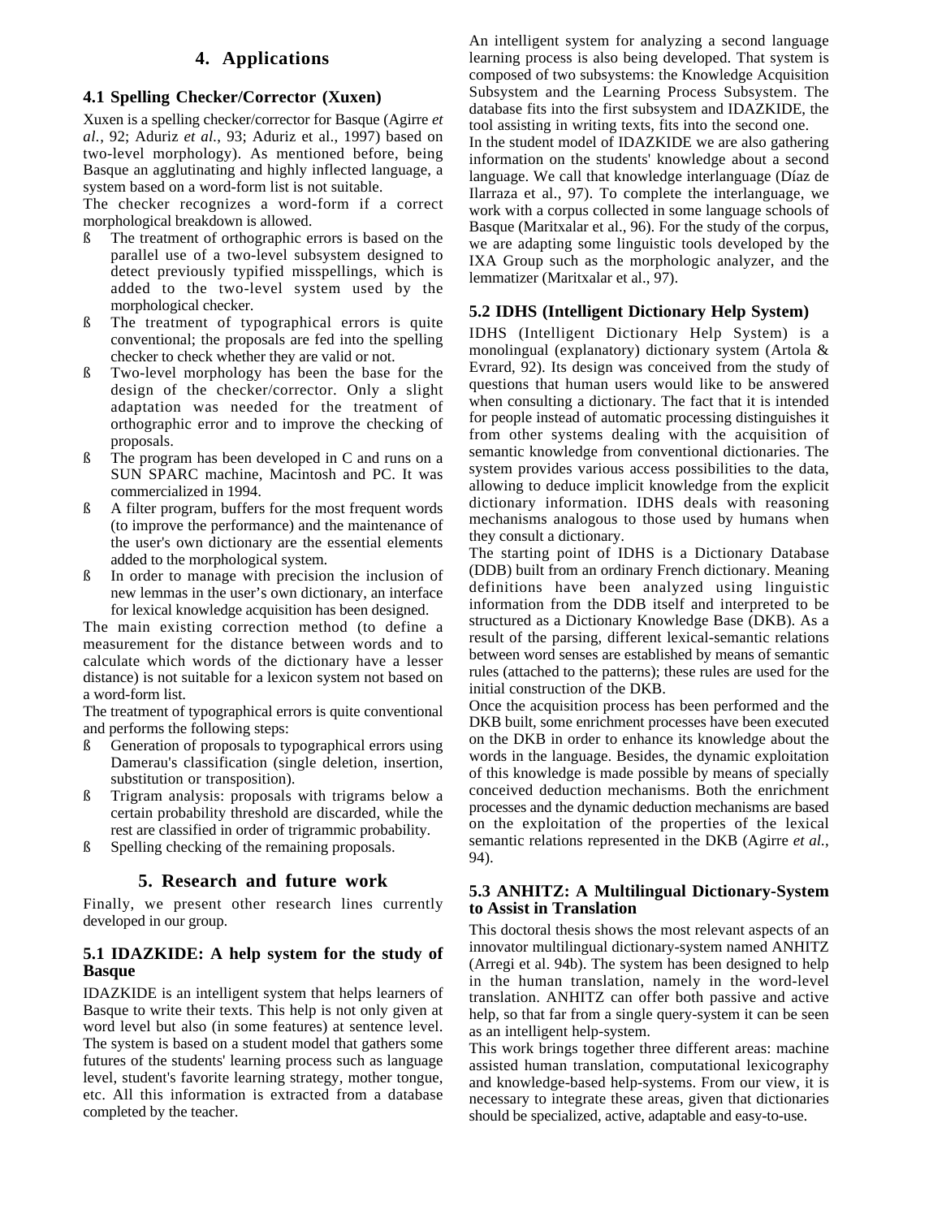# 4. Applications

## 4.1 Spelling Checker/Corrector (Xuxen)

Xuxen is a spelling checker/corrector for Basque (Agirre *et al.*, 92; Aduriz *et al.*, 93; Aduriz et al., 1997) based on two-level morphology). As mentioned before, being Basque an agglutinating and highly inflected language, a system based on a word-form list is not suitable.

The checker recognizes a word-form if a correct morphological breakdown is allowed.

- The treatment of orthographic errors is based on the parallel use of a two-level subsystem designed to detect previously typified misspellings, which is added to the two-level system used by the morphological checker.
- The treatment of typographical errors is quite conventional; the proposals are fed into the spelling checker to check whether they are valid or not.
- Two-level morphology has been the base for the design of the checker/corrector. Only a slight adaptation was needed for the treatment of orthographic error and to improve the checking of proposals.
- The program has been developed in C and runs on a SUN SPARC machine, Macintosh and PC. It was commercialized in 1994.
- A filter program, buffers for the most frequent words (to improve the performance) and the maintenance of the user's own dictionary are the essential elements added to the morphological system.
- In order to manage with precision the inclusion of new lemmas in the user's own dictionary, an interface for lexical knowledge acquisition has been designed.

The main existing correction method (to define a measurement for the distance between words and to calculate which words of the dictionary have a lesser distance) is not suitable for a lexicon system not based on a word-form list.

The treatment of typographical errors is quite conventional and performs the following steps:

- Generation of proposals to typographical errors using Damerau's classification (single deletion, insertion, substitution or transposition).
- Trigram analysis: proposals with trigrams below a certain probability threshold are discarded, while the rest are classified in order of trigrammic probability.
- Spelling checking of the remaining proposals.

# 5. Research and future work

Finally, we present other research lines currently developed in our group.

## 5.1 IDAZKIDE: A help system for the study of Basque

IDAZKIDE is an intelligent system that helps learners of Basque to write their texts. This help is not only given at word level but also (in some features) at sentence level. The system is based on a student model that gathers some futures of the students' learning process such as language level, student's favorite learning strategy, mother tongue, etc. All this information is extracted from a database completed by the teacher.

An intelligent system for analyzing a second language learning process is also being developed. That system is composed of two subsystems: the Knowledge Acquisition Subsystem and the Learning Process Subsystem. The database fits into the first subsystem and IDAZKIDE, the tool assisting in writing texts, fits into the second one.

In the student model of IDAZKIDE we are also gathering information on the students' knowledge about a second language. We call that knowledge interlanguage (Díaz de Ilarraza et al., 97). To complete the interlanguage, we work with a corpus collected in some language schools of Basque (Maritxalar et al., 96). For the study of the corpus, we are adapting some linguistic tools developed by the IXA Group such as the morphologic analyzer, and the lemmatizer (Maritxalar et al., 97).

## 5.2 IDHS (Intelligent Dictionary Help System)

IDHS (Intelligent Dictionary Help System) is a monolingual (explanatory) dictionary system (Artola & Evrard, 92). Its design was conceived from the study of questions that human users would like to be answered when consulting a dictionary. The fact that it is intended for people instead of automatic processing distinguishes it from other systems dealing with the acquisition of semantic knowledge from conventional dictionaries. The system provides various access possibilities to the data, allowing to deduce implicit knowledge from the explicit dictionary information. IDHS deals with reasoning mechanisms analogous to those used by humans when they consult a dictionary.

The starting point of IDHS is a Dictionary Database (DDB) built from an ordinary French dictionary. Meaning definitions have been analyzed using linguistic information from the DDB itself and interpreted to be structured as a Dictionary Knowledge Base (DKB). As a result of the parsing, different lexical-semantic relations between word senses are established by means of semantic rules (attached to the patterns); these rules are used for the initial construction of the DKB.

Once the acquisition process has been performed and the DKB built, some enrichment processes have been executed on the DKB in order to enhance its knowledge about the words in the language. Besides, the dynamic exploitation of this knowledge is made possible by means of specially conceived deduction mechanisms. Both the enrichment processes and the dynamic deduction mechanisms are based on the exploitation of the properties of the lexical semantic relations represented in the DKB (Agirre *et al.*, 94).

## 5.3 ANHITZ: A Multilingual Dictionary-System to Assist in Translation

This doctoral thesis shows the most relevant aspects of an innovator multilingual dictionary-system named ANHITZ (Arregi et al. 94b). The system has been designed to help in the human translation, namely in the word-level translation. ANHITZ can offer both passive and active help, so that far from a single query-system it can be seen as an intelligent help-system.

This work brings together three different areas: machine assisted human translation, computational lexicography and knowledge-based help-systems. From our view, it is necessary to integrate these areas, given that dictionaries should be specialized, active, adaptable and easy-to-use.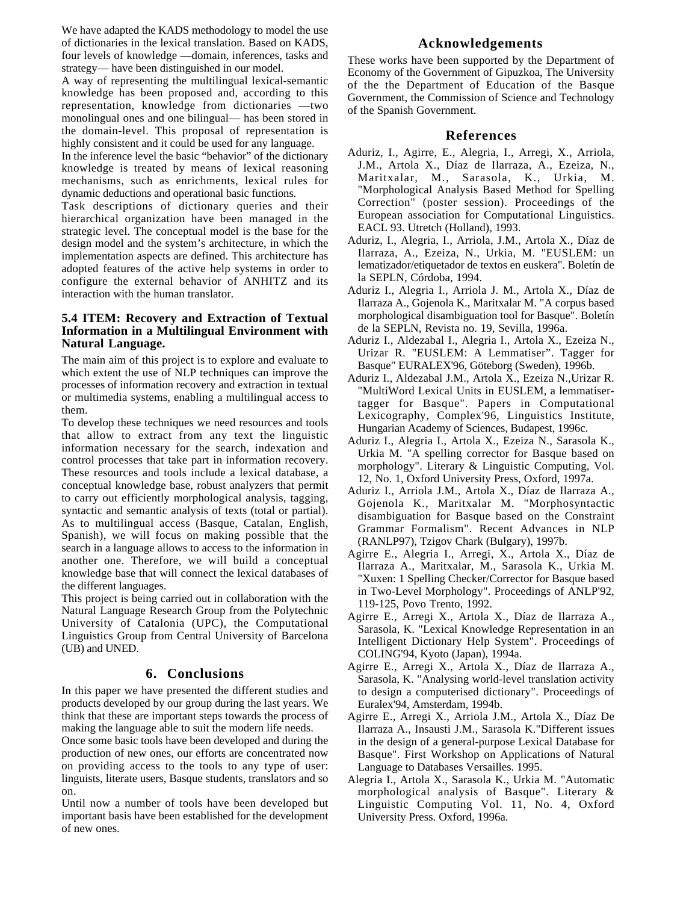We have adapted the KADS methodology to model the use of dictionaries in the lexical translation. Based on KADS, four levels of knowledge —domain, inferences, tasks and strategy— have been distinguished in our model.

A way of representing the multilingual lexical-semantic knowledge has been proposed and, according to this representation, knowledge from dictionaries —two monolingual ones and one bilingual— has been stored in the domain-level. This proposal of representation is highly consistent and it could be used for any language.

In the inference level the basic "behavior" of the dictionary knowledge is treated by means of lexical reasoning mechanisms, such as enrichments, lexical rules for dynamic deductions and operational basic functions.

Task descriptions of dictionary queries and their hierarchical organization have been managed in the strategic level. The conceptual model is the base for the design model and the system's architecture, in which the implementation aspects are defined. This architecture has adopted features of the active help systems in order to configure the external behavior of ANHITZ and its interaction with the human translator.

### 5.4 ITEM: Recovery and Extraction of Textual Information in a Multilingual Environment with Natural Language.

The main aim of this project is to explore and evaluate to which extent the use of NLP techniques can improve the processes of information recovery and extraction in textual or multimedia systems, enabling a multilingual access to them.

To develop these techniques we need resources and tools that allow to extract from any text the linguistic information necessary for the search, indexation and control processes that take part in information recovery. These resources and tools include a lexical database, a conceptual knowledge base, robust analyzers that permit to carry out efficiently morphological analysis, tagging, syntactic and semantic analysis of texts (total or partial). As to multilingual access (Basque, Catalan, English, Spanish), we will focus on making possible that the search in a language allows to access to the information in another one. Therefore, we will build a conceptual knowledge base that will connect the lexical databases of the different languages.

This project is being carried out in collaboration with the Natural Language Research Group from the Polytechnic University of Catalonia (UPC), the Computational Linguistics Group from Central University of Barcelona (UB) and UNED.

## 6. Conclusions

In this paper we have presented the different studies and products developed by our group during the last years. We think that these are important steps towards the process of making the language able to suit the modern life needs.

Once some basic tools have been developed and during the production of new ones, our efforts are concentrated now on providing access to the tools to any type of user: linguists, literate users, Basque students, translators and so on.

Until now a number of tools have been developed but important basis have been established for the development of new ones.

## Acknowledgements

These works have been supported by the Department of Economy of the Government of Gipuzkoa, The University of the the Department of Education of the Basque Government, the Commission of Science and Technology of the Spanish Government.

## References

Aduriz, I., Agirre, E., Alegria, I., Arregi, X., Arriola, J.M., Artola X., Díaz de Ilarraza, A., Ezeiza, N., Maritxalar, M., Sarasola, K., Urkia, M. "Morphological Analysis Based Method for Spelling Correction" (poster session). Proceedings of the European association for Computational Linguistics. EACL 93. Utretch (Holland), 1993.

Aduriz, I., Alegria, I., Arriola, J.M., Artola X., Díaz de Ilarraza, A., Ezeiza, N., Urkia, M. "EUSLEM: un lematizador/etiquetador de textos en euskera". Boletín de la SEPLN, Córdoba, 1994.

Aduriz I., Alegria I., Arriola J. M., Artola X., Díaz de Ilarraza A., Gojenola K., Maritxalar M. "A corpus based morphological disambiguation tool for Basque". Boletín de la SEPLN, Revista no. 19, Sevilla, 1996a.

Aduriz I., Aldezabal I., Alegria I., Artola X., Ezeiza N., Urizar R. "EUSLEM: A Lemmatiser". Tagger for Basque" EURALEX'96, Göteborg (Sweden), 1996b.

Aduriz I., Aldezabal J.M., Artola X., Ezeiza N.,Urizar R. "MultiWord Lexical Units in EUSLEM, a lemmatiser-tagger for Basque". Papers in Computational Lexicography, Complex'96, Linguistics Institute, Hungarian Academy of Sciences, Budapest, 1996c.

Aduriz I., Alegria I., Artola X., Ezeiza N., Sarasola K., Urkia M. "A spelling corrector for Basque based on morphology". Literary & Linguistic Computing, Vol. 12, No. 1, Oxford University Press, Oxford, 1997a.

Aduriz I., Arriola J.M., Artola X., Díaz de Ilarraza A., Gojenola K., Maritxalar M. "Morphosyntactic disambiguation for Basque based on the Constraint Grammar Formalism". Recent Advances in NLP (RANLP97), Tzigov Chark (Bulgary), 1997b.

Agirre E., Alegria I., Arregi, X., Artola X., Díaz de Ilarraza A., Maritxalar, M., Sarasola K., Urkia M. "Xuxen: 1 Spelling Checker/Corrector for Basque based in Two-Level Morphology". Proceedings of ANLP'92, 119-125, Povo Trento, 1992.

Agirre E., Arregi X., Artola X., Díaz de Ilarraza A., Sarasola, K. "Lexical Knowledge Representation in an Intelligent Dictionary Help System". Proceedings of COLING'94, Kyoto (Japan), 1994a.

Agirre E., Arregi X., Artola X., Díaz de Ilarraza A., Sarasola, K. "Analysing world-level translation activity to design a computerised dictionary". Proceedings of Euralex'94, Amsterdam, 1994b.

Agirre E., Arregi X., Arriola J.M., Artola X., Díaz De Ilarraza A., Insausti J.M., Sarasola K."Different issues in the design of a general-purpose Lexical Database for Basque". First Workshop on Applications of Natural Language to Databases Versailles. 1995.

Alegria I., Artola X., Sarasola K., Urkia M. "Automatic morphological analysis of Basque". Literary & Linguistic Computing Vol. 11, No. 4, Oxford University Press. Oxford, 1996a.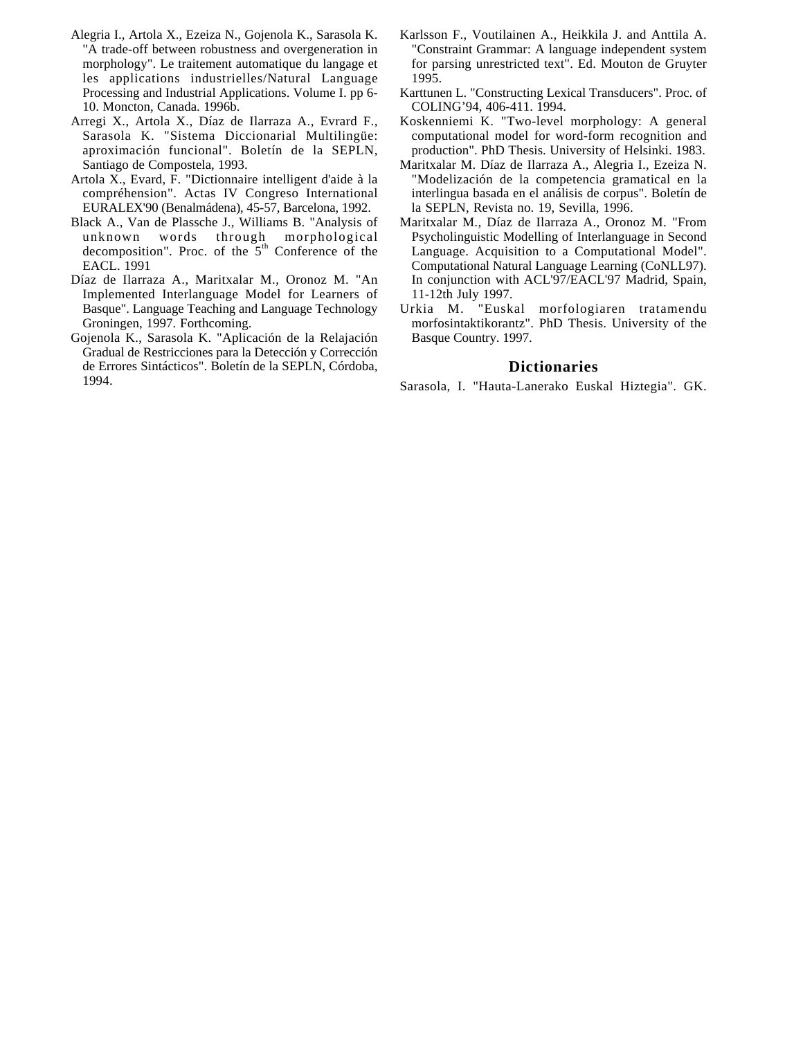Alegria I., Artola X., Ezeiza N., Gojenola K., Sarasola K. "A trade-off between robustness and overgeneration in morphology". Le traitement automatique du langage et les applications industrielles/Natural Language Processing and Industrial Applications. Volume I. pp 6-10. Moncton, Canada. 1996b.

Arregi X., Artola X., Díaz de Ilarraza A., Evrard F., Sarasola K. "Sistema Diccionarial Multilingüe: aproximación funcional". Boletín de la SEPLN, Santiago de Compostela, 1993.

Artola X., Evard, F. "Dictionnaire intelligent d'aide à la compréhension". Actas IV Congreso International EURALEX'90 (Benalmádena), 45-57, Barcelona, 1992.

Black A., Van de Plassche J., Williams B. "Analysis of unknown words through morphological decomposition". Proc. of the 5th Conference of the EACL. 1991

Díaz de Ilarraza A., Maritxalar M., Oronoz M. "An Implemented Interlanguage Model for Learners of Basque". Language Teaching and Language Technology Groningen, 1997. Forthcoming.

Gojenola K., Sarasola K. "Aplicación de la Relajación Gradual de Restricciones para la Detección y Corrección de Errores Sintácticos". Boletín de la SEPLN, Córdoba, 1994.

Karlsson F., Voutilainen A., Heikkila J. and Anttila A. "Constraint Grammar: A language independent system for parsing unrestricted text". Ed. Mouton de Gruyter 1995.

Karttunen L. "Constructing Lexical Transducers". Proc. of COLING'94, 406-411. 1994.

Koskenniemi K. "Two-level morphology: A general computational model for word-form recognition and production". PhD Thesis. University of Helsinki. 1983.

Maritxalar M. Díaz de Ilarraza A., Alegria I., Ezeiza N. "Modelización de la competencia gramatical en la interlingua basada en el análisis de corpus". Boletín de la SEPLN, Revista no. 19, Sevilla, 1996.

Maritxalar M., Díaz de Ilarraza A., Oronoz M. "From Psycholinguistic Modelling of Interlanguage in Second Language. Acquisition to a Computational Model". Computational Natural Language Learning (CoNLL97). In conjunction with ACL'97/EACL'97 Madrid, Spain, 11-12th July 1997.

Urkia M. "Euskal morfologiaren tratamendu morfosintaktikorantz". PhD Thesis. University of the Basque Country. 1997.

## Dictionaries

Sarasola, I. "Hauta-Lanerako Euskal Hiztegia". GK.